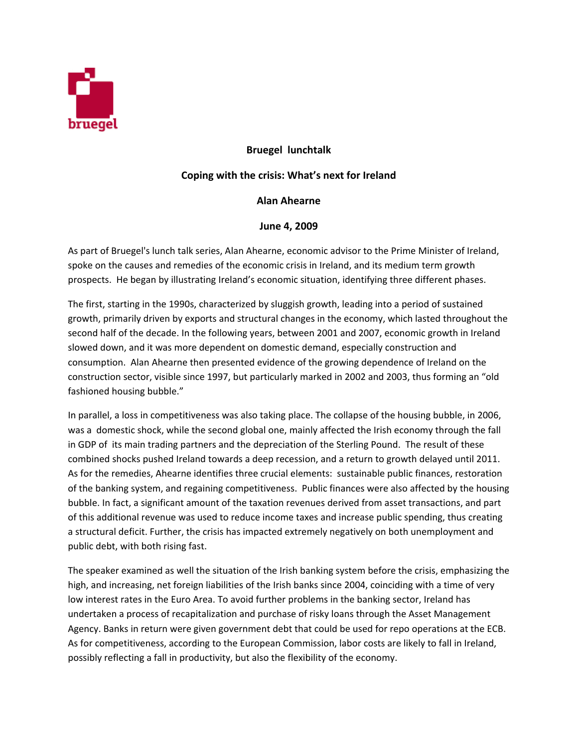**Bruegel lunchtalk**

**Coping with the crisis: What's next for Ireland**

**Alan Ahearne**

**June 4, 2009**

As part of Bruegel's lunch talk series, Alan Ahearne, economic advisor to the Prime Minister of Ireland, spoke on the causes and remedies of the economic crisis in Ireland, and its medium term growth prospects. He began by illustrating Ireland's economic situation, identifying three different phases.

The first, starting in the 1990s, characterized by sluggish growth, leading into a period of sustained growth, primarily driven by exports and structural changes in the economy, which lasted throughout the second half of the decade. In the following years, between 2001 and 2007, economic growth in Ireland slowed down, and it was more dependent on domestic demand, especially construction and consumption. Alan Ahearne then presented evidence of the growing dependence of Ireland on the construction sector, visible since 1997, but particularly marked in 2002 and 2003, thus forming an "old fashioned housing bubble."

In parallel, a loss in competitiveness was also taking place. The collapse of the housing bubble, in 2006, was a domestic shock, while the second global one, mainly affected the Irish economy through the fall in GDP of its main trading partners and the depreciation of the Sterling Pound. The result of these combined shocks pushed Ireland towards a deep recession, and a return to growth delayed until 2011. As for the remedies, Ahearne identifies three crucial elements: sustainable public finances, restoration of the banking system, and regaining competitiveness. Public finances were also affected by the housing bubble. In fact, a significant amount of the taxation revenues derived from asset transactions, and part of this additional revenue was used to reduce income taxes and increase public spending, thus creating a structural deficit. Further, the crisis has impacted extremely negatively on both unemployment and public debt, with both rising fast.

The speaker examined as well the situation of the Irish banking system before the crisis, emphasizing the high, and increasing, net foreign liabilities of the Irish banks since 2004, coinciding with a time of very low interest rates in the Euro Area. To avoid further problems in the banking sector, Ireland has undertaken a process of recapitalization and purchase of risky loans through the Asset Management Agency. Banks in return were given government debt that could be used for repo operations at the ECB. As for competitiveness, according to the European Commission, labor costs are likely to fall in Ireland, possibly reflecting a fall in productivity, but also the flexibility of the economy.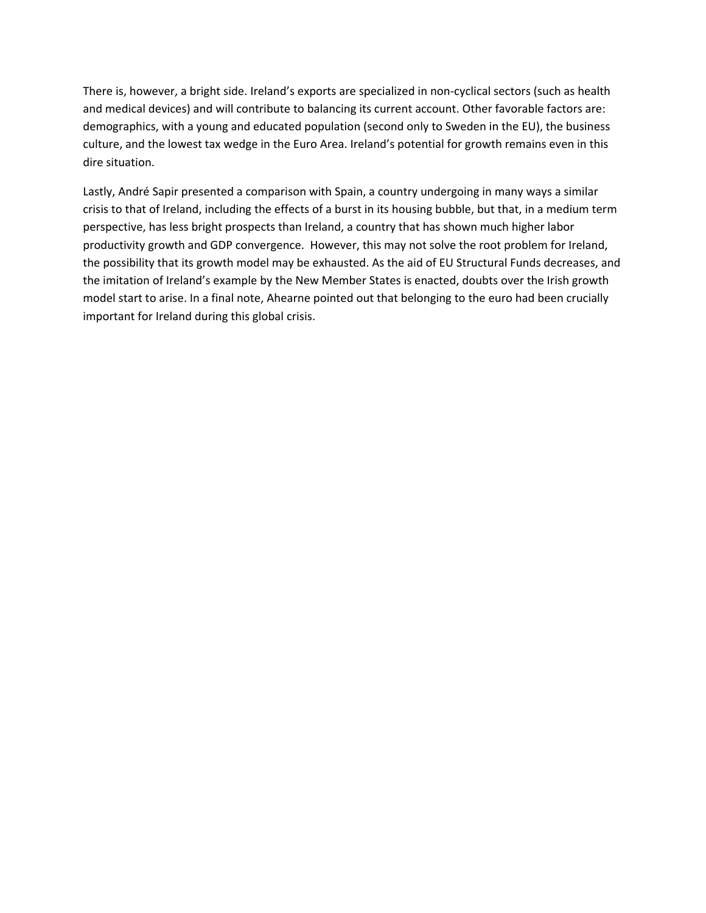There is, however, a bright side. Ireland's exports are specialized in non-cyclical sectors (such as health and medical devices) and will contribute to balancing its current account. Other favorable factors are: demographics, with a young and educated population (second only to Sweden in the EU), the business culture, and the lowest tax wedge in the Euro Area. Ireland's potential for growth remains even in this dire situation.

Lastly, André Sapir presented a comparison with Spain, a country undergoing in many ways a similar crisis to that of Ireland, including the effects of a burst in its housing bubble, but that, in a medium term perspective, has less bright prospects than Ireland, a country that has shown much higher labor productivity growth and GDP convergence. However, this may not solve the root problem for Ireland, the possibility that its growth model may be exhausted. As the aid of EU Structural Funds decreases, and the imitation of Ireland's example by the New Member States is enacted, doubts over the Irish growth model start to arise. In a final note, Ahearne pointed out that belonging to the euro had been crucially important for Ireland during this global crisis.